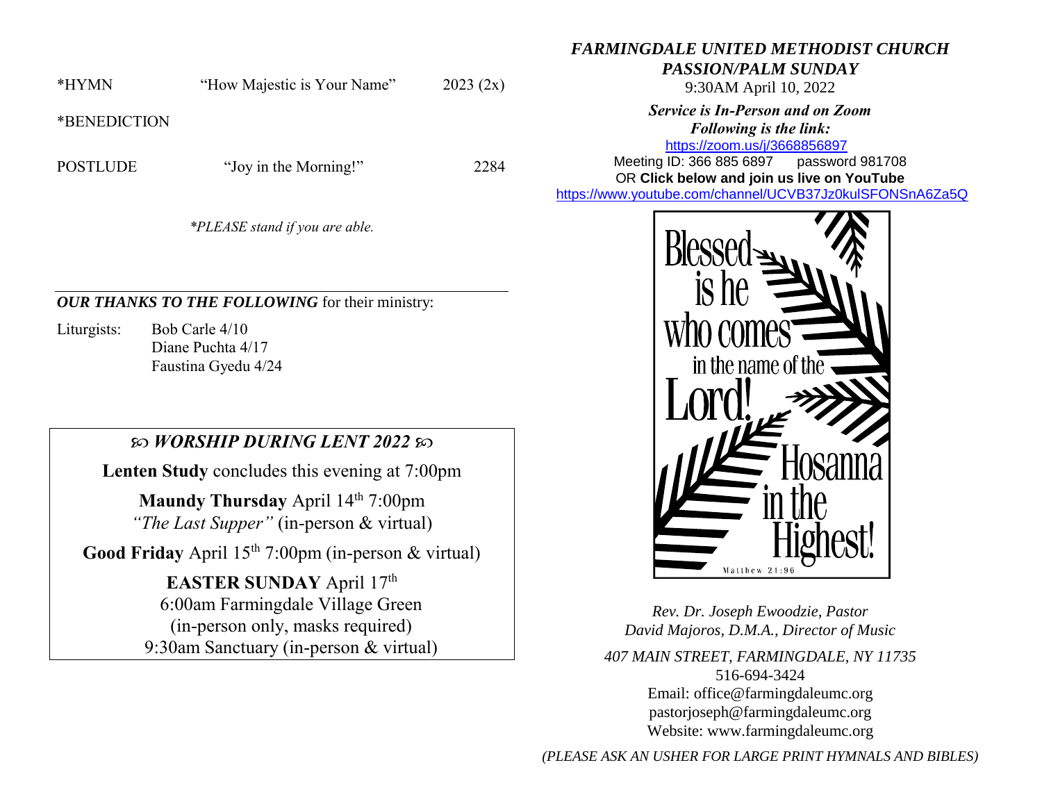*HYMN "How Majestic is Your Name" 2023 (2x)

*BENEDICTION

POSTLUDE "Joy in the Morning!" 2284

*PLEASE stand if you are able.*

---

***OUR THANKS TO THE FOLLOWING*** for their ministry:

Liturgists: Bob Carle 4/10
Diane Puchta 4/17
Faustina Gyedu 4/24

## ꕥ *WORSHIP DURING LENT 2022* ꕥ

**Lenten Study** concludes this evening at 7:00pm

**Maundy Thursday** April 14th 7:00pm
*"The Last Supper"* (in-person & virtual)

**Good Friday** April 15th 7:00pm (in-person & virtual)

**EASTER SUNDAY** April 17th
6:00am Farmingdale Village Green
(in-person only, masks required)
9:30am Sanctuary (in-person & virtual)

# *FARMINGDALE UNITED METHODIST CHURCH*

## *PASSION/PALM SUNDAY*

9:30AM April 10, 2022

***Service is In-Person and on Zoom***
***Following is the link:***
https://zoom.us/j/3668856897
Meeting ID: 366 885 6897 password 981708
OR **Click below and join us live on YouTube**
https://www.youtube.com/channel/UCVB37Jz0kulSFONSnA6Za5Q

Blessed is he who comes in the name of the Lord! Hosanna in the Highest!
Matthew 21:96

*Rev. Dr. Joseph Ewoodzie, Pastor*
*David Majoros, D.M.A., Director of Music*

*407 MAIN STREET, FARMINGDALE, NY 11735*
516-694-3424
Email: office@farmingdaleumc.org
pastorjoseph@farmingdaleumc.org
Website: www.farmingdaleumc.org

*(PLEASE ASK AN USHER FOR LARGE PRINT HYMNALS AND BIBLES)*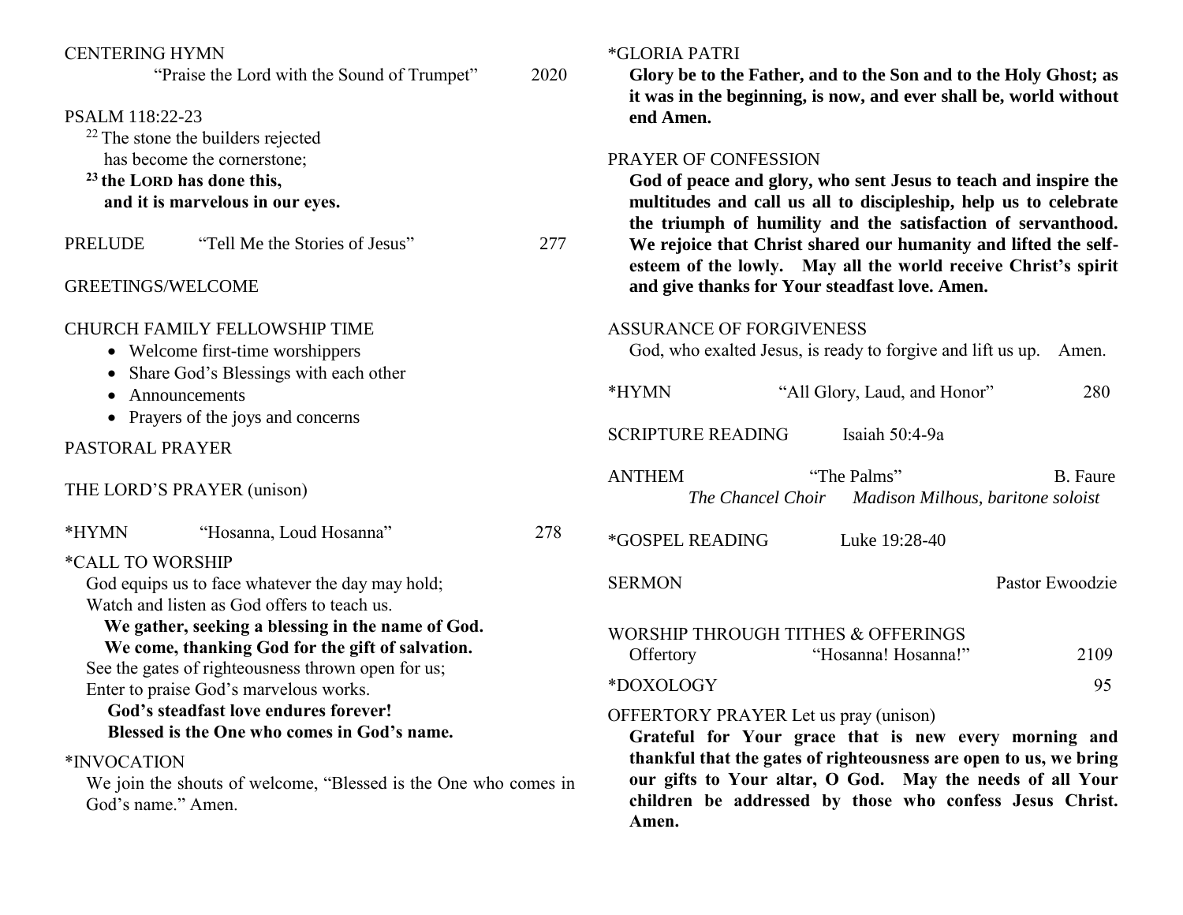CENTERING HYMN
"Praise the Lord with the Sound of Trumpet" 2020

PSALM 118:22-23

[22] The stone the builders rejected
has become the cornerstone;
**[23] the LORD has done this,**
**and it is marvelous in our eyes.**

PRELUDE "Tell Me the Stories of Jesus" 277

GREETINGS/WELCOME

CHURCH FAMILY FELLOWSHIP TIME

- Welcome first-time worshippers
- Share God's Blessings with each other
- Announcements
- Prayers of the joys and concerns

PASTORAL PRAYER

THE LORD'S PRAYER (unison)

*HYMN "Hosanna, Loud Hosanna" 278

*CALL TO WORSHIP

God equips us to face whatever the day may hold;
Watch and listen as God offers to teach us.
**We gather, seeking a blessing in the name of God.**
**We come, thanking God for the gift of salvation.**
See the gates of righteousness thrown open for us;
Enter to praise God's marvelous works.
**God's steadfast love endures forever!**
**Blessed is the One who comes in God's name.**

*INVOCATION

We join the shouts of welcome, "Blessed is the One who comes in God's name." Amen.

*GLORIA PATRI

**Glory be to the Father, and to the Son and to the Holy Ghost; as it was in the beginning, is now, and ever shall be, world without end Amen.**

PRAYER OF CONFESSION

**God of peace and glory, who sent Jesus to teach and inspire the multitudes and call us all to discipleship, help us to celebrate the triumph of humility and the satisfaction of servanthood. We rejoice that Christ shared our humanity and lifted the self-esteem of the lowly. May all the world receive Christ's spirit and give thanks for Your steadfast love. Amen.**

ASSURANCE OF FORGIVENESS

God, who exalted Jesus, is ready to forgive and lift us up. Amen.

*HYMN "All Glory, Laud, and Honor" 280

SCRIPTURE READING Isaiah 50:4-9a

ANTHEM "The Palms" B. Faure
*The Chancel Choir Madison Milhous, baritone soloist*

*GOSPEL READING Luke 19:28-40

SERMON Pastor Ewoodzie

WORSHIP THROUGH TITHES & OFFERINGS
Offertory "Hosanna! Hosanna!" 2109

*DOXOLOGY 95

OFFERTORY PRAYER Let us pray (unison)

**Grateful for Your grace that is new every morning and thankful that the gates of righteousness are open to us, we bring our gifts to Your altar, O God. May the needs of all Your children be addressed by those who confess Jesus Christ. Amen.**